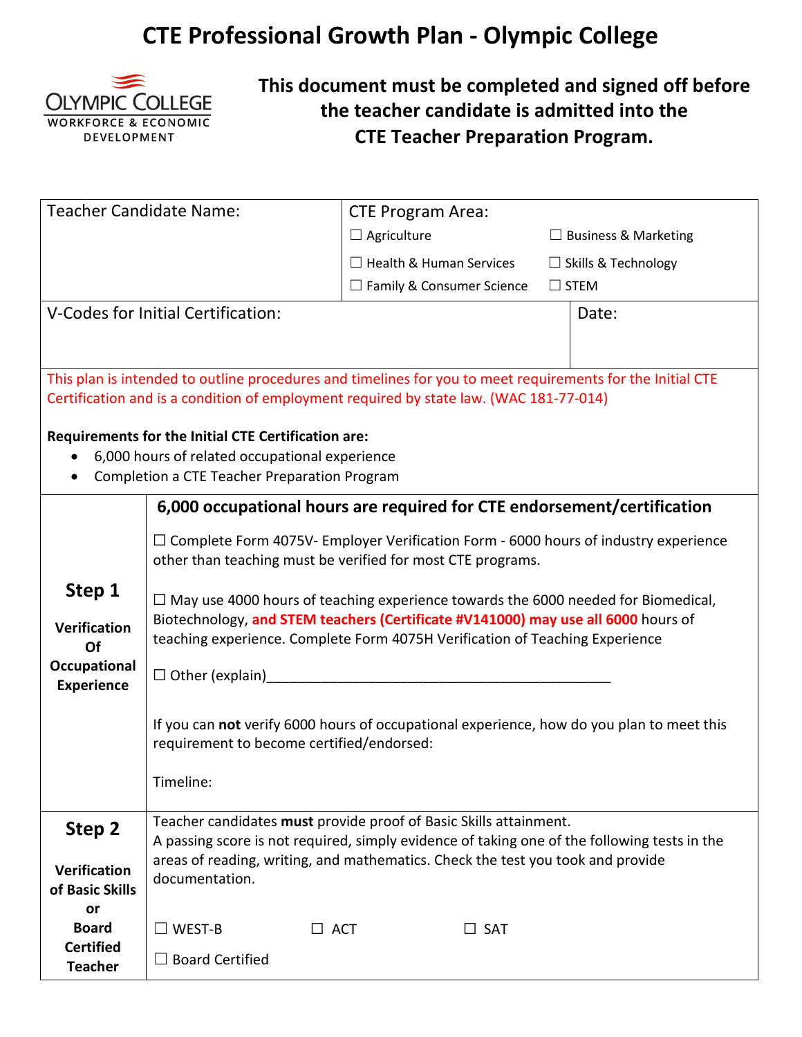# CTE Professional Growth Plan - Olympic College

OLYMPIC COLLEGE
WORKFORCE & ECONOMIC DEVELOPMENT

**This document must be completed and signed off before the teacher candidate is admitted into the CTE Teacher Preparation Program.**

| Teacher Candidate Name: | CTE Program Area: ☐ Agriculture ☐ Business & Marketing ☐ Health & Human Services ☐ Skills & Technology ☐ Family & Consumer Science ☐ STEM |
|---|---|
| V-Codes for Initial Certification: | Date: |

This plan is intended to outline procedures and timelines for you to meet requirements for the Initial CTE Certification and is a condition of employment required by state law. (WAC 181-77-014)

**Requirements for the Initial CTE Certification are:**

- 6,000 hours of related occupational experience
- Completion a CTE Teacher Preparation Program

| | |
|---|---|
| **Step 1** **Verification Of Occupational Experience** | **6,000 occupational hours are required for CTE endorsement/certification** ☐ Complete Form 4075V- Employer Verification Form - 6000 hours of industry experience other than teaching must be verified for most CTE programs. ☐ May use 4000 hours of teaching experience towards the 6000 needed for Biomedical, Biotechnology, **and STEM teachers (Certificate #V141000) may use all 6000** hours of teaching experience. Complete Form 4075H Verification of Teaching Experience ☐ Other (explain)_____________________________________________ If you can **not** verify 6000 hours of occupational experience, how do you plan to meet this requirement to become certified/endorsed: Timeline: |
| **Step 2** **Verification of Basic Skills or Board Certified Teacher** | Teacher candidates **must** provide proof of Basic Skills attainment. A passing score is not required, simply evidence of taking one of the following tests in the areas of reading, writing, and mathematics. Check the test you took and provide documentation. ☐ WEST-B ☐ ACT ☐ SAT ☐ Board Certified |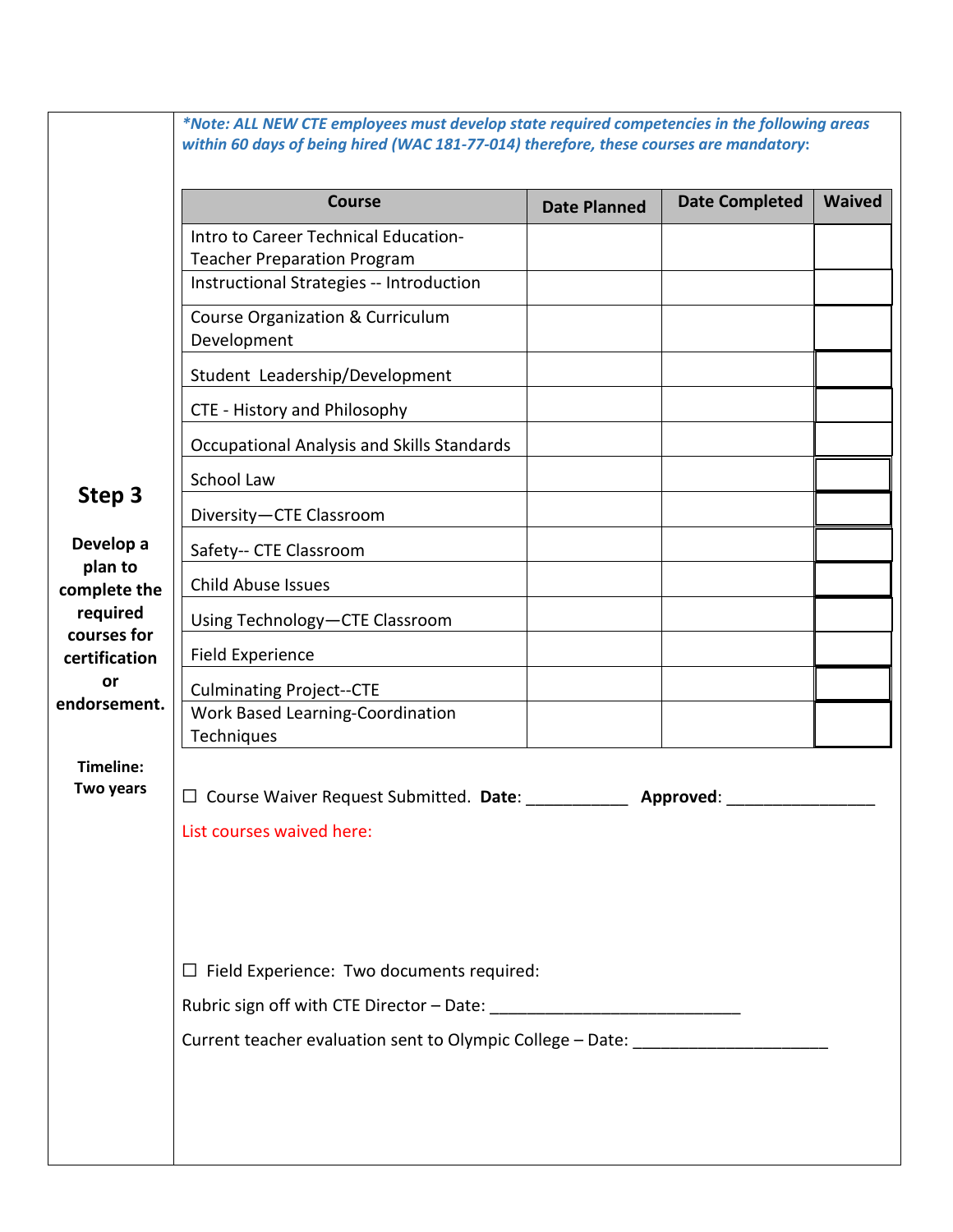## Step 3

**Develop a plan to complete the required courses for certification or endorsement.**

**Timeline: Two years**

***\*Note: ALL NEW CTE employees must develop state required competencies in the following areas within 60 days of being hired (WAC 181-77-014) therefore, these courses are mandatory:***

| Course | Date Planned | Date Completed | Waived |
|---|---|---|---|
| Intro to Career Technical Education-Teacher Preparation Program | | | |
| Instructional Strategies -- Introduction | | | |
| Course Organization & Curriculum Development | | | |
| Student Leadership/Development | | | |
| CTE - History and Philosophy | | | |
| Occupational Analysis and Skills Standards | | | |
| School Law | | | |
| Diversity—CTE Classroom | | | |
| Safety-- CTE Classroom | | | |
| Child Abuse Issues | | | |
| Using Technology—CTE Classroom | | | |
| Field Experience | | | |
| Culminating Project--CTE | | | |
| Work Based Learning-Coordination Techniques | | | |

☐ Course Waiver Request Submitted. **Date**: ___________ **Approved**: ________________

List courses waived here:

☐ Field Experience: Two documents required:

Rubric sign off with CTE Director – Date: ___________________________

Current teacher evaluation sent to Olympic College – Date: _____________________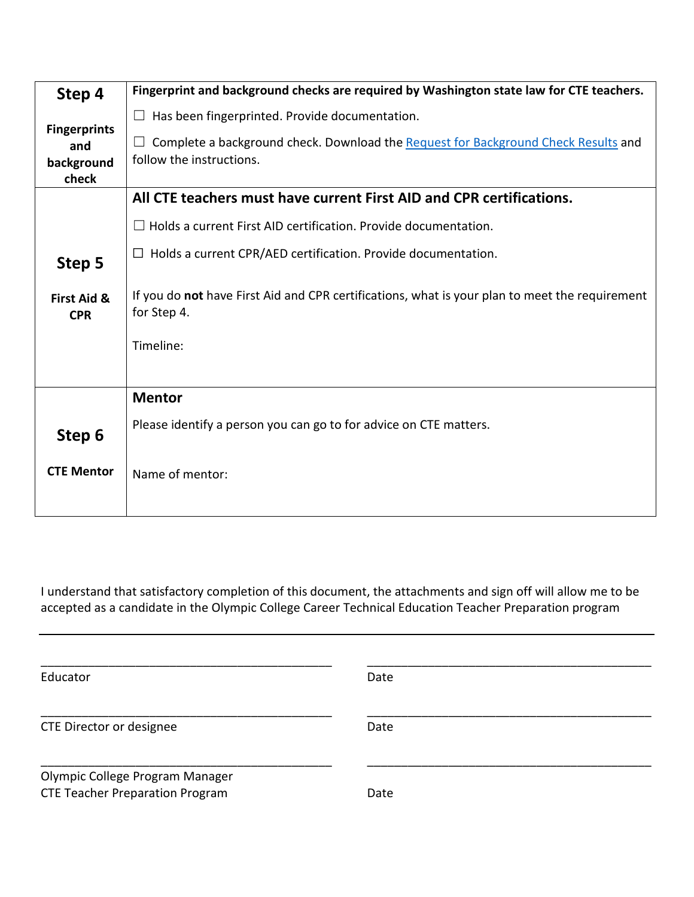| | |
|---|---|
| **Step 4**<br><br>**Fingerprints and background check** | **Fingerprint and background checks are required by Washington state law for CTE teachers.**<br><br>☐ Has been fingerprinted. Provide documentation.<br><br>☐ Complete a background check. Download the Request for Background Check Results and follow the instructions. |
| **Step 5**<br><br>**First Aid & CPR** | **All CTE teachers must have current First AID and CPR certifications.**<br><br>☐ Holds a current First AID certification. Provide documentation.<br><br>☐ Holds a current CPR/AED certification. Provide documentation.<br><br>If you do **not** have First Aid and CPR certifications, what is your plan to meet the requirement for Step 4.<br><br>Timeline: |
| **Step 6**<br><br>**CTE Mentor** | **Mentor**<br><br>Please identify a person you can go to for advice on CTE matters.<br><br>Name of mentor: |

I understand that satisfactory completion of this document, the attachments and sign off will allow me to be accepted as a candidate in the Olympic College Career Technical Education Teacher Preparation program

---

| | |
|---|---|
| ______________________________ | ______________________________ |
| Educator | Date |
| ______________________________ | ______________________________ |
| CTE Director or designee | Date |
| ______________________________ | ______________________________ |
| Olympic College Program Manager<br>CTE Teacher Preparation Program | Date |